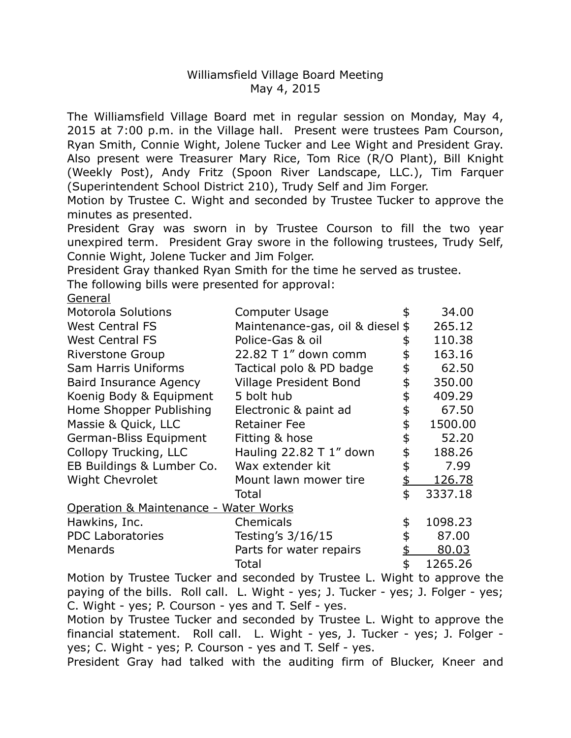# Williamsfield Village Board Meeting
## May 4, 2015

The Williamsfield Village Board met in regular session on Monday, May 4, 2015 at 7:00 p.m. in the Village hall. Present were trustees Pam Courson, Ryan Smith, Connie Wight, Jolene Tucker and Lee Wight and President Gray. Also present were Treasurer Mary Rice, Tom Rice (R/O Plant), Bill Knight (Weekly Post), Andy Fritz (Spoon River Landscape, LLC.), Tim Farquer (Superintendent School District 210), Trudy Self and Jim Forger.

Motion by Trustee C. Wight and seconded by Trustee Tucker to approve the minutes as presented.

President Gray was sworn in by Trustee Courson to fill the two year unexpired term. President Gray swore in the following trustees, Trudy Self, Connie Wight, Jolene Tucker and Jim Folger.

President Gray thanked Ryan Smith for the time he served as trustee.

The following bills were presented for approval:

<u>General</u>

| | | | |
|---|---|---|---|
| Motorola Solutions | Computer Usage | $ | 34.00 |
| West Central FS | Maintenance-gas, oil & diesel | $ | 265.12 |
| West Central FS | Police-Gas & oil | $ | 110.38 |
| Riverstone Group | 22.82 T 1" down comm | $ | 163.16 |
| Sam Harris Uniforms | Tactical polo & PD badge | $ | 62.50 |
| Baird Insurance Agency | Village President Bond | $ | 350.00 |
| Koenig Body & Equipment | 5 bolt hub | $ | 409.29 |
| Home Shopper Publishing | Electronic & paint ad | $ | 67.50 |
| Massie & Quick, LLC | Retainer Fee | $ | 1500.00 |
| German-Bliss Equipment | Fitting & hose | $ | 52.20 |
| Collopy Trucking, LLC | Hauling 22.82 T 1" down | $ | 188.26 |
| EB Buildings & Lumber Co. | Wax extender kit | $ | 7.99 |
| Wight Chevrolet | Mount lawn mower tire | $ | 126.78 |
| | Total | $ | 3337.18 |

<u>Operation & Maintenance - Water Works</u>

| | | | |
|---|---|---|---|
| Hawkins, Inc. | Chemicals | $ | 1098.23 |
| PDC Laboratories | Testing's 3/16/15 | $ | 87.00 |
| Menards | Parts for water repairs | $ | 80.03 |
| | Total | $ | 1265.26 |

Motion by Trustee Tucker and seconded by Trustee L. Wight to approve the paying of the bills. Roll call. L. Wight - yes; J. Tucker - yes; J. Folger - yes; C. Wight - yes; P. Courson - yes and T. Self - yes.

Motion by Trustee Tucker and seconded by Trustee L. Wight to approve the financial statement. Roll call. L. Wight - yes, J. Tucker - yes; J. Folger - yes; C. Wight - yes; P. Courson - yes and T. Self - yes.

President Gray had talked with the auditing firm of Blucker, Kneer and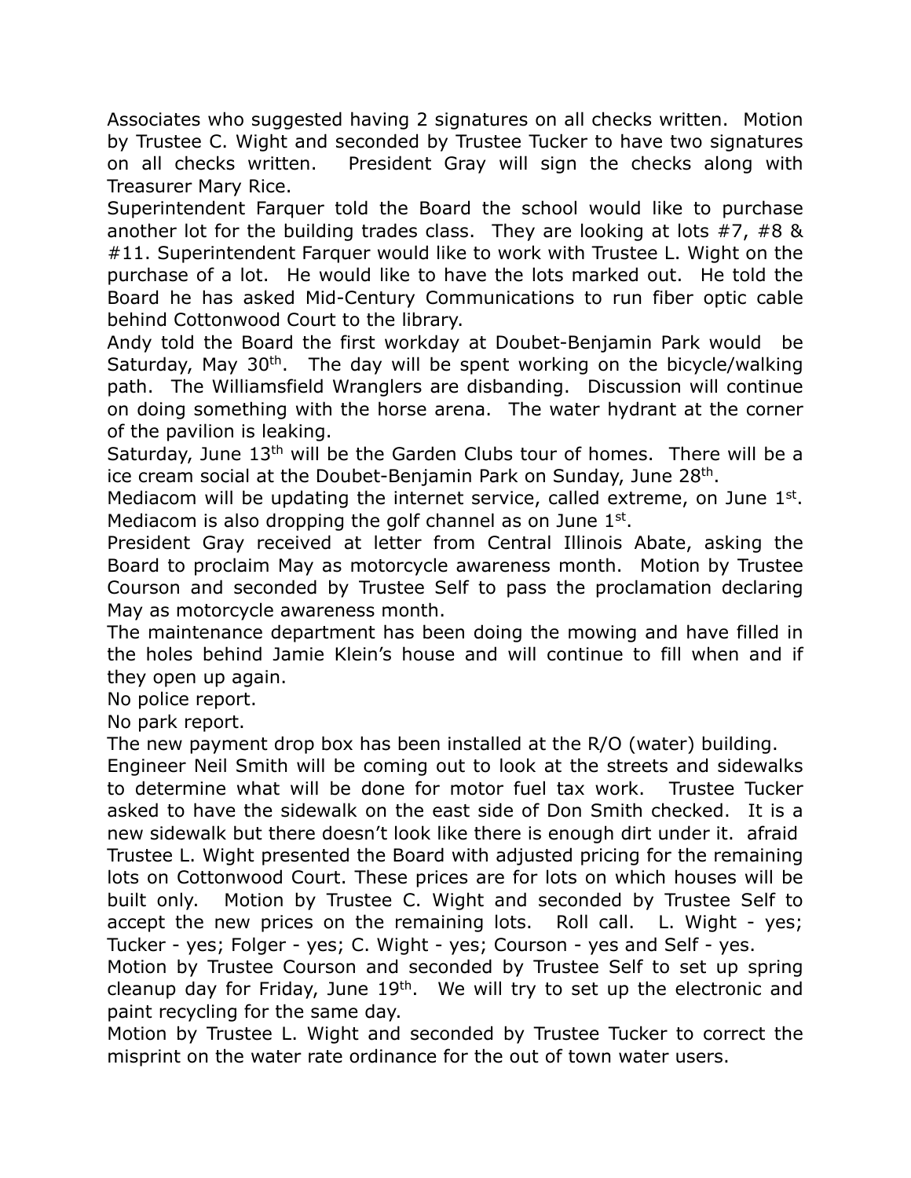Associates who suggested having 2 signatures on all checks written. Motion by Trustee C. Wight and seconded by Trustee Tucker to have two signatures on all checks written. President Gray will sign the checks along with Treasurer Mary Rice.

Superintendent Farquer told the Board the school would like to purchase another lot for the building trades class. They are looking at lots #7, #8 & #11. Superintendent Farquer would like to work with Trustee L. Wight on the purchase of a lot. He would like to have the lots marked out. He told the Board he has asked Mid-Century Communications to run fiber optic cable behind Cottonwood Court to the library.

Andy told the Board the first workday at Doubet-Benjamin Park would be Saturday, May 30th. The day will be spent working on the bicycle/walking path. The Williamsfield Wranglers are disbanding. Discussion will continue on doing something with the horse arena. The water hydrant at the corner of the pavilion is leaking.

Saturday, June 13th will be the Garden Clubs tour of homes. There will be a ice cream social at the Doubet-Benjamin Park on Sunday, June 28th.

Mediacom will be updating the internet service, called extreme, on June 1st. Mediacom is also dropping the golf channel as on June 1st.

President Gray received at letter from Central Illinois Abate, asking the Board to proclaim May as motorcycle awareness month. Motion by Trustee Courson and seconded by Trustee Self to pass the proclamation declaring May as motorcycle awareness month.

The maintenance department has been doing the mowing and have filled in the holes behind Jamie Klein's house and will continue to fill when and if they open up again.

No police report.

No park report.

The new payment drop box has been installed at the R/O (water) building.

Engineer Neil Smith will be coming out to look at the streets and sidewalks to determine what will be done for motor fuel tax work. Trustee Tucker asked to have the sidewalk on the east side of Don Smith checked. It is a new sidewalk but there doesn't look like there is enough dirt under it. afraid

Trustee L. Wight presented the Board with adjusted pricing for the remaining lots on Cottonwood Court. These prices are for lots on which houses will be built only. Motion by Trustee C. Wight and seconded by Trustee Self to accept the new prices on the remaining lots. Roll call. L. Wight - yes; Tucker - yes; Folger - yes; C. Wight - yes; Courson - yes and Self - yes.

Motion by Trustee Courson and seconded by Trustee Self to set up spring cleanup day for Friday, June 19th. We will try to set up the electronic and paint recycling for the same day.

Motion by Trustee L. Wight and seconded by Trustee Tucker to correct the misprint on the water rate ordinance for the out of town water users.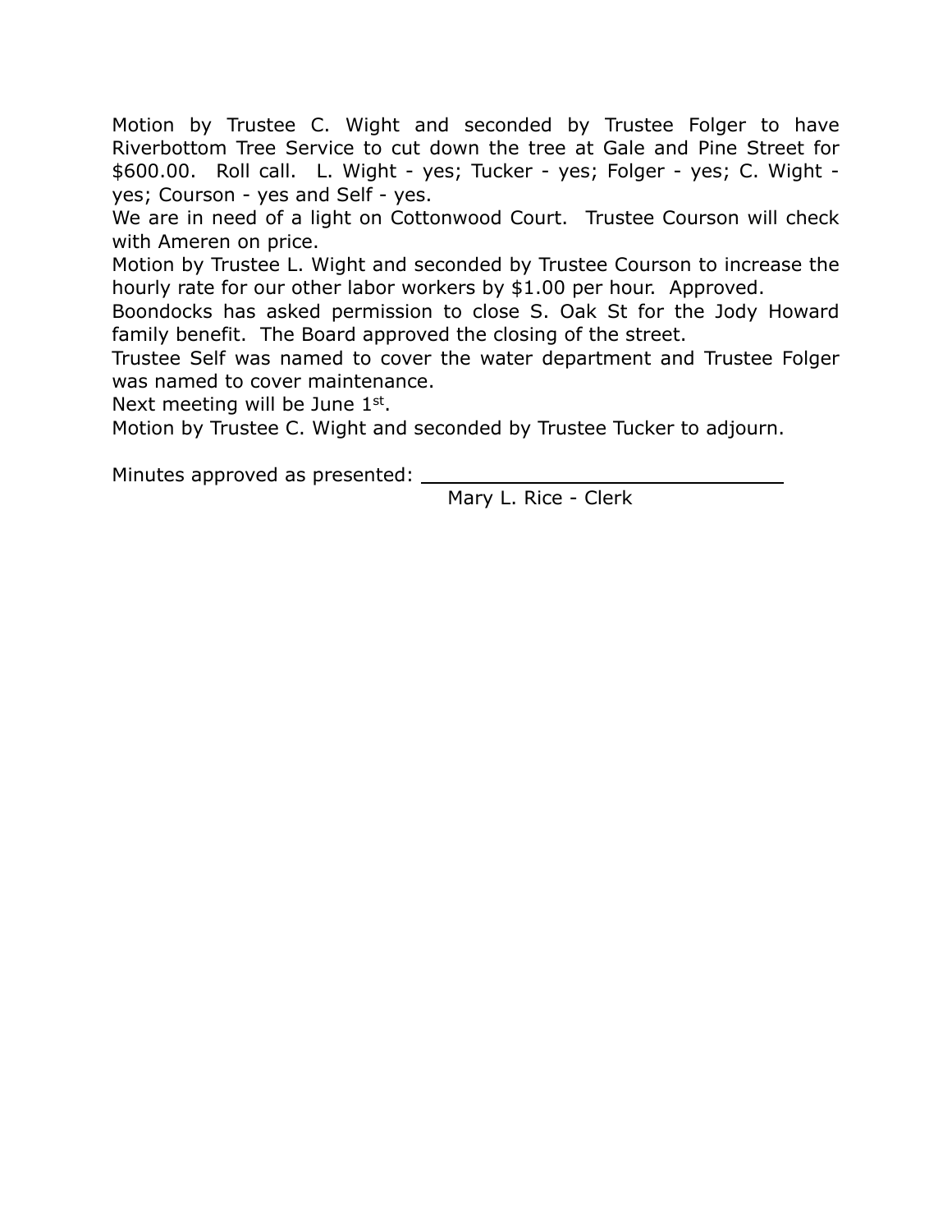Motion by Trustee C. Wight and seconded by Trustee Folger to have Riverbottom Tree Service to cut down the tree at Gale and Pine Street for $600.00. Roll call. L. Wight - yes; Tucker - yes; Folger - yes; C. Wight - yes; Courson - yes and Self - yes.

We are in need of a light on Cottonwood Court. Trustee Courson will check with Ameren on price.

Motion by Trustee L. Wight and seconded by Trustee Courson to increase the hourly rate for our other labor workers by $1.00 per hour. Approved.

Boondocks has asked permission to close S. Oak St for the Jody Howard family benefit. The Board approved the closing of the street.

Trustee Self was named to cover the water department and Trustee Folger was named to cover maintenance.

Next meeting will be June 1st.

Motion by Trustee C. Wight and seconded by Trustee Tucker to adjourn.

Minutes approved as presented: ______________________________

Mary L. Rice - Clerk